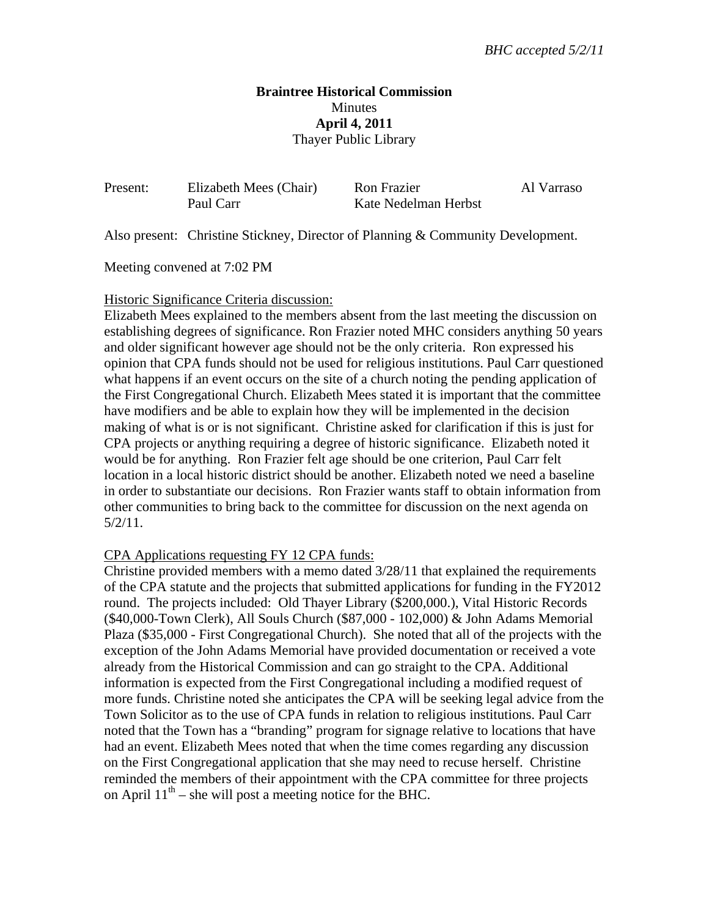*BHC accepted 5/2/11*

**Braintree Historical Commission**
Minutes
**April 4, 2011**
Thayer Public Library

| Present: | Elizabeth Mees (Chair) | Ron Frazier | Al Varraso |
|---|---|---|---|
| | Paul Carr | Kate Nedelman Herbst | |

Also present: Christine Stickney, Director of Planning & Community Development.

Meeting convened at 7:02 PM

Historic Significance Criteria discussion:

Elizabeth Mees explained to the members absent from the last meeting the discussion on establishing degrees of significance. Ron Frazier noted MHC considers anything 50 years and older significant however age should not be the only criteria. Ron expressed his opinion that CPA funds should not be used for religious institutions. Paul Carr questioned what happens if an event occurs on the site of a church noting the pending application of the First Congregational Church. Elizabeth Mees stated it is important that the committee have modifiers and be able to explain how they will be implemented in the decision making of what is or is not significant. Christine asked for clarification if this is just for CPA projects or anything requiring a degree of historic significance. Elizabeth noted it would be for anything. Ron Frazier felt age should be one criterion, Paul Carr felt location in a local historic district should be another. Elizabeth noted we need a baseline in order to substantiate our decisions. Ron Frazier wants staff to obtain information from other communities to bring back to the committee for discussion on the next agenda on 5/2/11.

CPA Applications requesting FY 12 CPA funds:

Christine provided members with a memo dated 3/28/11 that explained the requirements of the CPA statute and the projects that submitted applications for funding in the FY2012 round. The projects included: Old Thayer Library ($200,000.), Vital Historic Records ($40,000-Town Clerk), All Souls Church ($87,000 - 102,000) & John Adams Memorial Plaza ($35,000 - First Congregational Church). She noted that all of the projects with the exception of the John Adams Memorial have provided documentation or received a vote already from the Historical Commission and can go straight to the CPA. Additional information is expected from the First Congregational including a modified request of more funds. Christine noted she anticipates the CPA will be seeking legal advice from the Town Solicitor as to the use of CPA funds in relation to religious institutions. Paul Carr noted that the Town has a "branding" program for signage relative to locations that have had an event. Elizabeth Mees noted that when the time comes regarding any discussion on the First Congregational application that she may need to recuse herself. Christine reminded the members of their appointment with the CPA committee for three projects on April 11th – she will post a meeting notice for the BHC.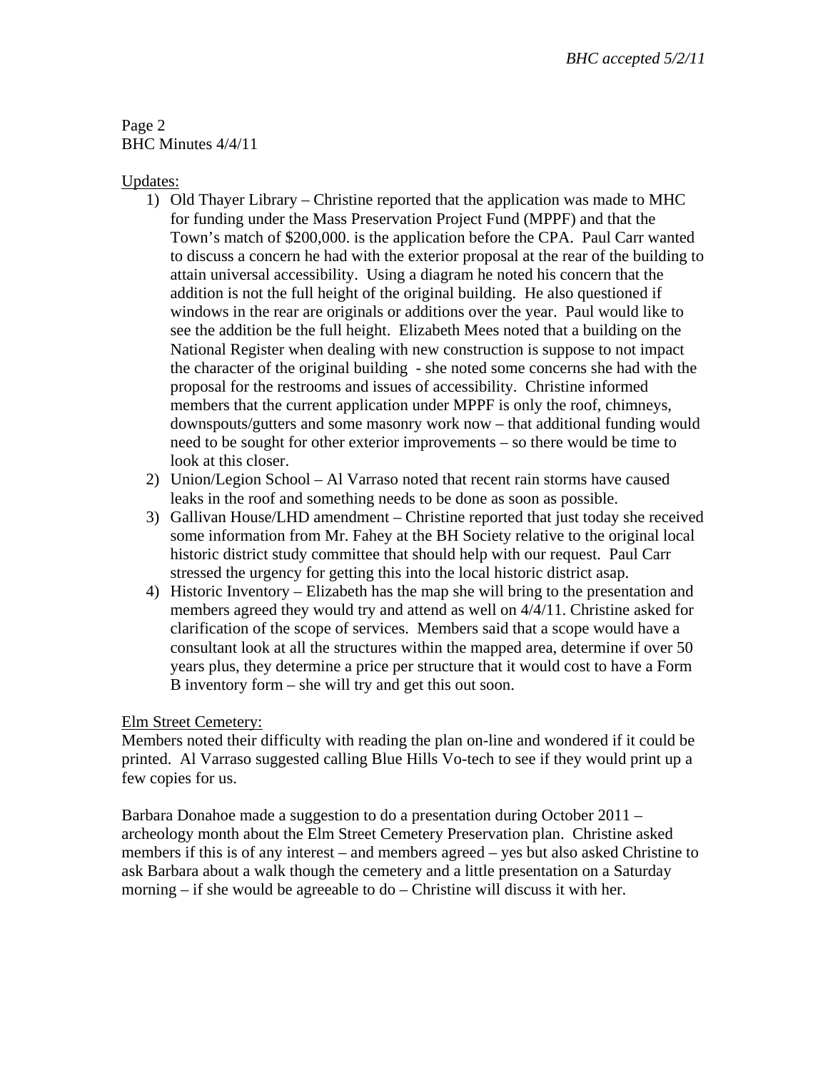Updates:

1) Old Thayer Library – Christine reported that the application was made to MHC for funding under the Mass Preservation Project Fund (MPPF) and that the Town's match of $200,000. is the application before the CPA. Paul Carr wanted to discuss a concern he had with the exterior proposal at the rear of the building to attain universal accessibility. Using a diagram he noted his concern that the addition is not the full height of the original building. He also questioned if windows in the rear are originals or additions over the year. Paul would like to see the addition be the full height. Elizabeth Mees noted that a building on the National Register when dealing with new construction is suppose to not impact the character of the original building - she noted some concerns she had with the proposal for the restrooms and issues of accessibility. Christine informed members that the current application under MPPF is only the roof, chimneys, downspouts/gutters and some masonry work now – that additional funding would need to be sought for other exterior improvements – so there would be time to look at this closer.
2) Union/Legion School – Al Varraso noted that recent rain storms have caused leaks in the roof and something needs to be done as soon as possible.
3) Gallivan House/LHD amendment – Christine reported that just today she received some information from Mr. Fahey at the BH Society relative to the original local historic district study committee that should help with our request. Paul Carr stressed the urgency for getting this into the local historic district asap.
4) Historic Inventory – Elizabeth has the map she will bring to the presentation and members agreed they would try and attend as well on 4/4/11. Christine asked for clarification of the scope of services. Members said that a scope would have a consultant look at all the structures within the mapped area, determine if over 50 years plus, they determine a price per structure that it would cost to have a Form B inventory form – she will try and get this out soon.

Elm Street Cemetery:

Members noted their difficulty with reading the plan on-line and wondered if it could be printed. Al Varraso suggested calling Blue Hills Vo-tech to see if they would print up a few copies for us.

Barbara Donahoe made a suggestion to do a presentation during October 2011 – archeology month about the Elm Street Cemetery Preservation plan. Christine asked members if this is of any interest – and members agreed – yes but also asked Christine to ask Barbara about a walk though the cemetery and a little presentation on a Saturday morning – if she would be agreeable to do – Christine will discuss it with her.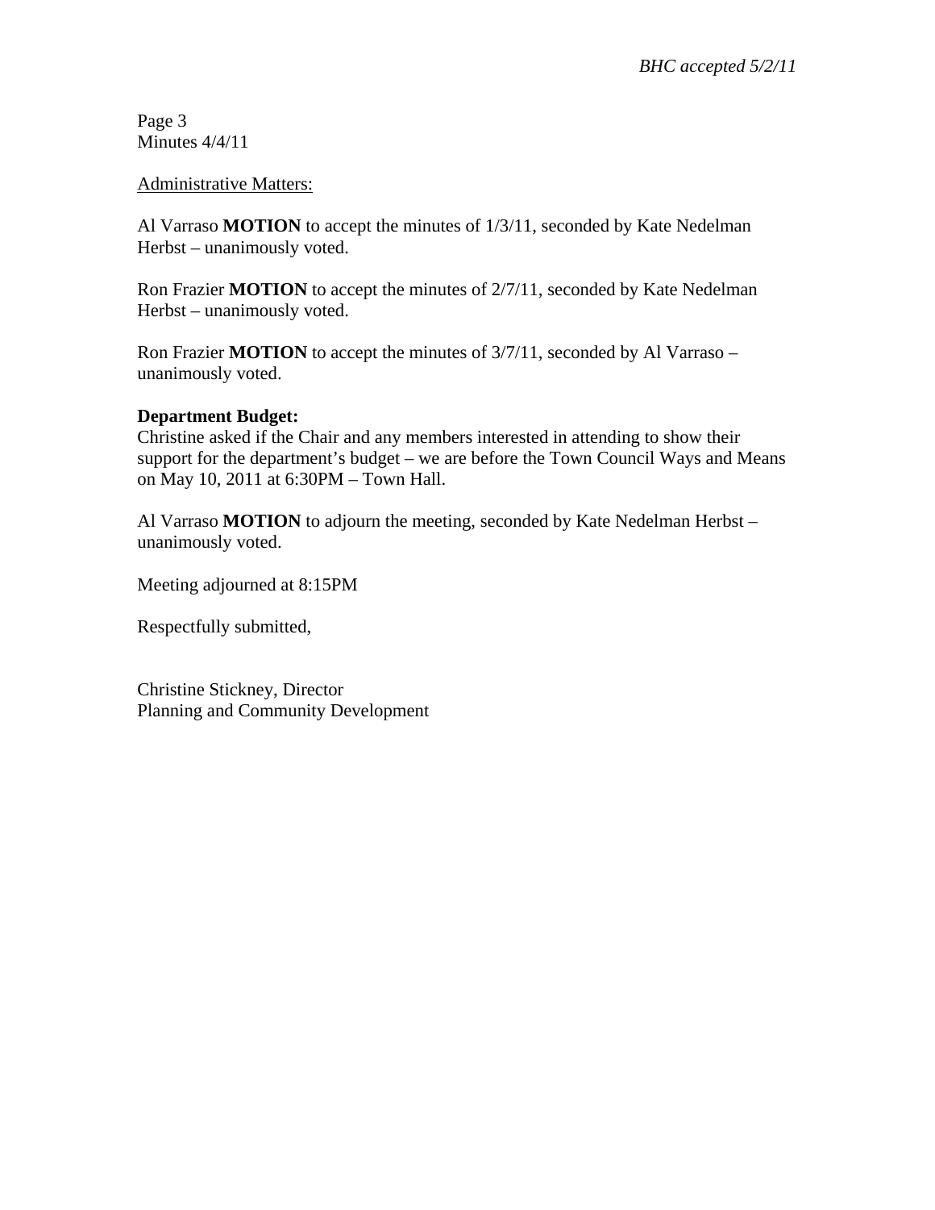Administrative Matters:

Al Varraso **MOTION** to accept the minutes of 1/3/11, seconded by Kate Nedelman Herbst – unanimously voted.

Ron Frazier **MOTION** to accept the minutes of 2/7/11, seconded by Kate Nedelman Herbst – unanimously voted.

Ron Frazier **MOTION** to accept the minutes of 3/7/11, seconded by Al Varraso – unanimously voted.

**Department Budget:**
Christine asked if the Chair and any members interested in attending to show their support for the department's budget – we are before the Town Council Ways and Means on May 10, 2011 at 6:30PM – Town Hall.

Al Varraso **MOTION** to adjourn the meeting, seconded by Kate Nedelman Herbst – unanimously voted.

Meeting adjourned at 8:15PM

Respectfully submitted,

Christine Stickney, Director
Planning and Community Development